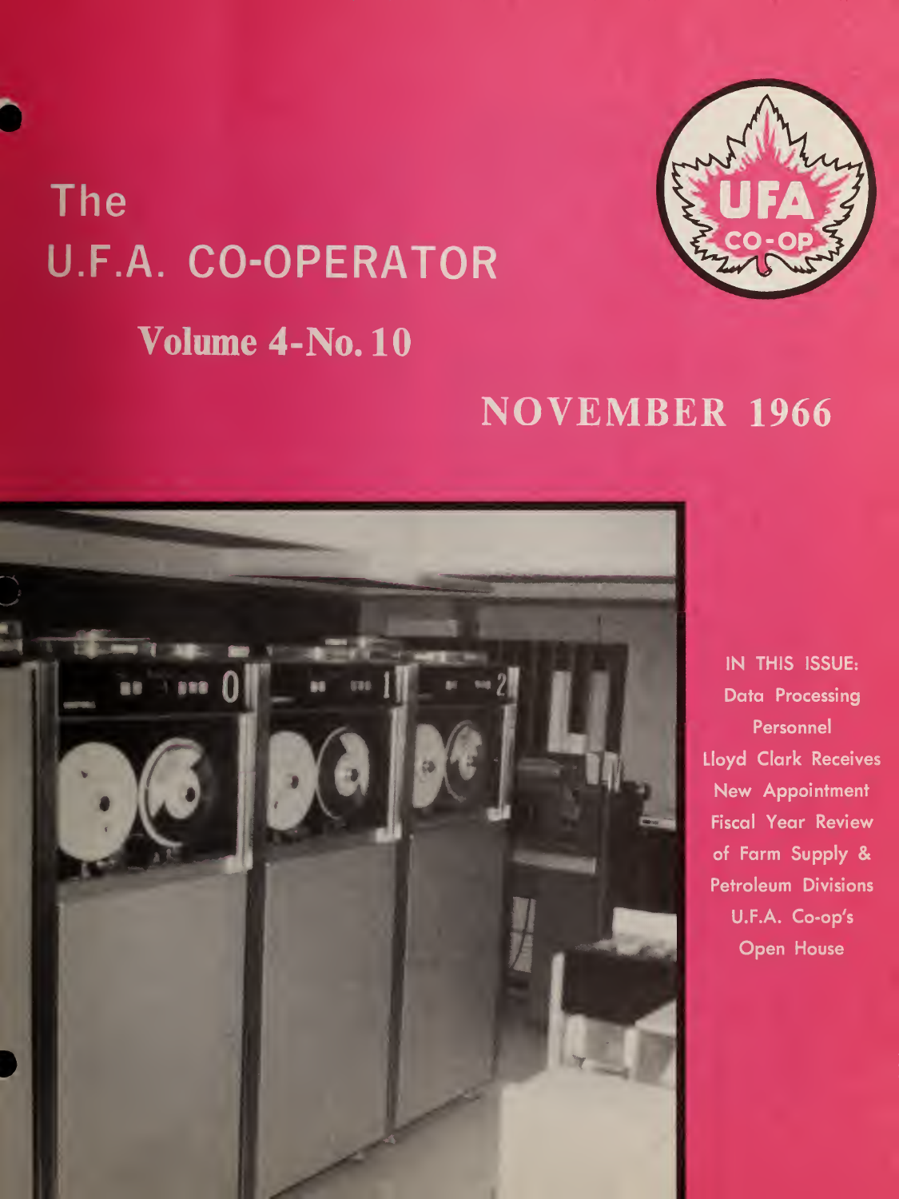# The U.F.A. CO-OPERATOR

UFA CO-OP

## Volume 4-No. 10

## NOVEMBER 1966

IN THIS ISSUE:

Data Processing Personnel

Lloyd Clark Receives New Appointment

Fiscal Year Review of Farm Supply & Petroleum Divisions

U.F.A. Co-op's Open House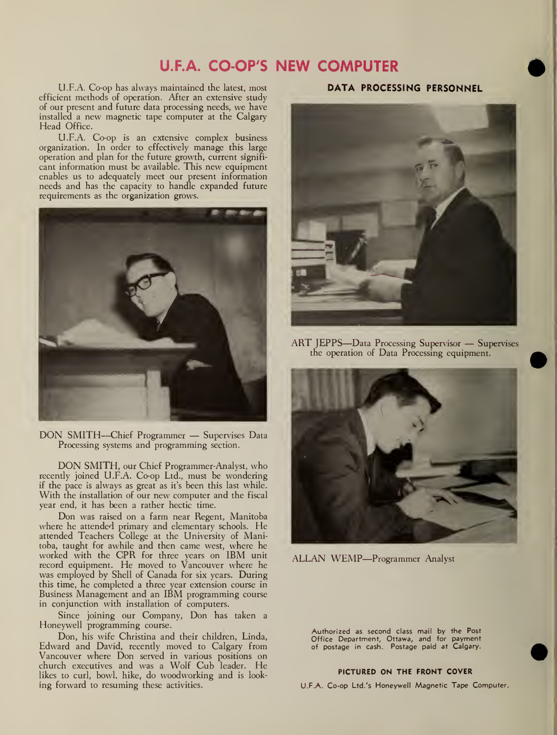# U.F.A. CO-OP'S NEW COMPUTER

U.F.A. Co-op has always maintained the latest, most efficient methods of operation. After an extensive study of our present and future data processing needs, we have installed a new magnetic tape computer at the Calgary Head Office.

U.F.A. Co-op is an extensive complex business organization. In order to effectively manage this large operation and plan for the future growth, current significant information must be available. This new equipment enables us to adequately meet our present information needs and has the capacity to handle expanded future requirements as the organization grows.

DON SMITH—Chief Programmer — Supervises Data Processing systems and programming section.

DON SMITH, our Chief Programmer-Analyst, who recently joined U.F.A. Co-op Ltd., must be wondering if the pace is always as great as it's been this last while. With the installation of our new computer and the fiscal year end, it has been a rather hectic time.

Don was raised on a farm near Regent, Manitoba where he attended primary and elementary schools. He attended Teachers College at the University of Manitoba, taught for awhile and then came west, where he worked with the CPR for three years on IBM unit record equipment. He moved to Vancouver where he was employed by Shell of Canada for six years. During this time, he completed a three year extension course in Business Management and an IBM programming course in conjunction with installation of computers.

Since joining our Company, Don has taken a Honeywell programming course.

Don, his wife Christina and their children, Linda, Edward and David, recently moved to Calgary from Vancouver where Don served in various positions on church executives and was a Wolf Cub leader. He likes to curl, bowl, hike, do woodworking and is looking forward to resuming these activities.

## DATA PROCESSING PERSONNEL

ART JEPPS—Data Processing Supervisor — Supervises the operation of Data Processing equipment.

ALLAN WEMP—Programmer Analyst

Authorized as second class mail by the Post Office Department, Ottawa, and for payment of postage in cash. Postage paid at Calgary.

**PICTURED ON THE FRONT COVER**

U.F.A. Co-op Ltd.'s Honeywell Magnetic Tape Computer.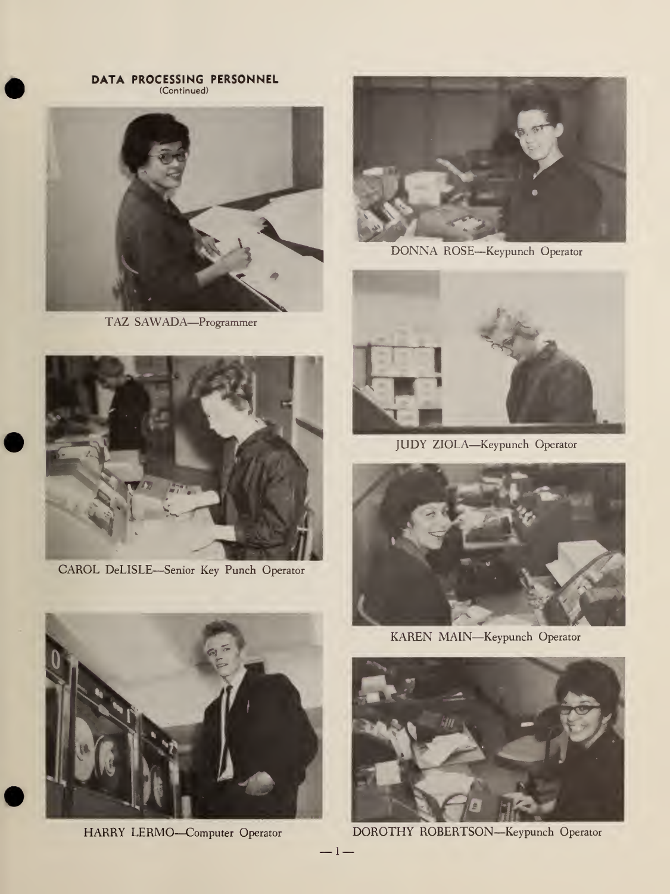**DATA PROCESSING PERSONNEL**
(Continued)

TAZ SAWADA—Programmer

CAROL DeLISLE—Senior Key Punch Operator

HARRY LERMO—Computer Operator

DONNA ROSE—Keypunch Operator

JUDY ZIOLA—Keypunch Operator

KAREN MAIN—Keypunch Operator

DOROTHY ROBERTSON—Keypunch Operator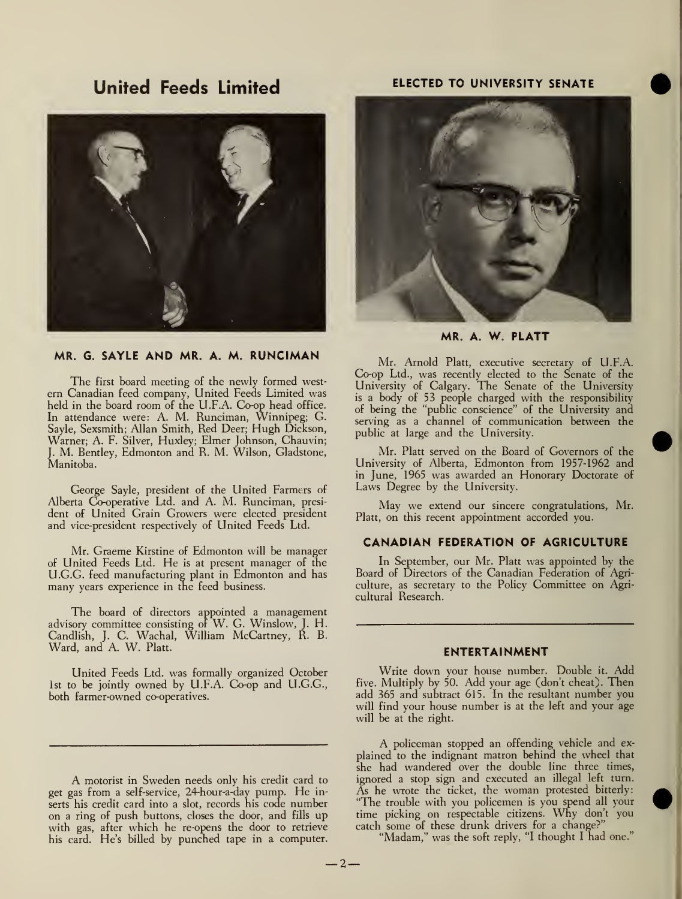## United Feeds Limited

**MR. G. SAYLE AND MR. A. M. RUNCIMAN**

The first board meeting of the newly formed western Canadian feed company, United Feeds Limited was held in the board room of the U.F.A. Co-op head office. In attendance were: A. M. Runciman, Winnipeg; G. Sayle, Sexsmith; Allan Smith, Red Deer; Hugh Dickson, Warner; A. F. Silver, Huxley; Elmer Johnson, Chauvin; J. M. Bentley, Edmonton and R. M. Wilson, Gladstone, Manitoba.

George Sayle, president of the United Farmers of Alberta Co-operative Ltd. and A. M. Runciman, president of United Grain Growers were elected president and vice-president respectively of United Feeds Ltd.

Mr. Graeme Kirstine of Edmonton will be manager of United Feeds Ltd. He is at present manager of the U.G.G. feed manufacturing plant in Edmonton and has many years experience in the feed business.

The board of directors appointed a management advisory committee consisting of W. G. Winslow, J. H. Candlish, J. C. Wachal, William McCartney, R. B. Ward, and A. W. Platt.

United Feeds Ltd. was formally organized October 1st to be jointly owned by U.F.A. Co-op and U.G.G., both farmer-owned co-operatives.

---

A motorist in Sweden needs only his credit card to get gas from a self-service, 24-hour-a-day pump. He inserts his credit card into a slot, records his code number on a ring of push buttons, closes the door, and fills up with gas, after which he re-opens the door to retrieve his card. He's billed by punched tape in a computer.

### ELECTED TO UNIVERSITY SENATE

**MR. A. W. PLATT**

Mr. Arnold Platt, executive secretary of U.F.A. Co-op Ltd., was recently elected to the Senate of the University of Calgary. The Senate of the University is a body of 53 people charged with the responsibility of being the "public conscience" of the University and serving as a channel of communication between the public at large and the University.

Mr. Platt served on the Board of Governors of the University of Alberta, Edmonton from 1957-1962 and in June, 1965 was awarded an Honorary Doctorate of Laws Degree by the University.

May we extend our sincere congratulations, Mr. Platt, on this recent appointment accorded you.

### CANADIAN FEDERATION OF AGRICULTURE

In September, our Mr. Platt was appointed by the Board of Directors of the Canadian Federation of Agriculture, as secretary to the Policy Committee on Agricultural Research.

---

### ENTERTAINMENT

Write down your house number. Double it. Add five. Multiply by 50. Add your age (don't cheat). Then add 365 and subtract 615. In the resultant number you will find your house number is at the left and your age will be at the right.

A policeman stopped an offending vehicle and explained to the indignant matron behind the wheel that she had wandered over the double line three times, ignored a stop sign and executed an illegal left turn. As he wrote the ticket, the woman protested bitterly: "The trouble with you policemen is you spend all your time picking on respectable citizens. Why don't you catch some of these drunk drivers for a change?"

"Madam," was the soft reply, "I thought I had one."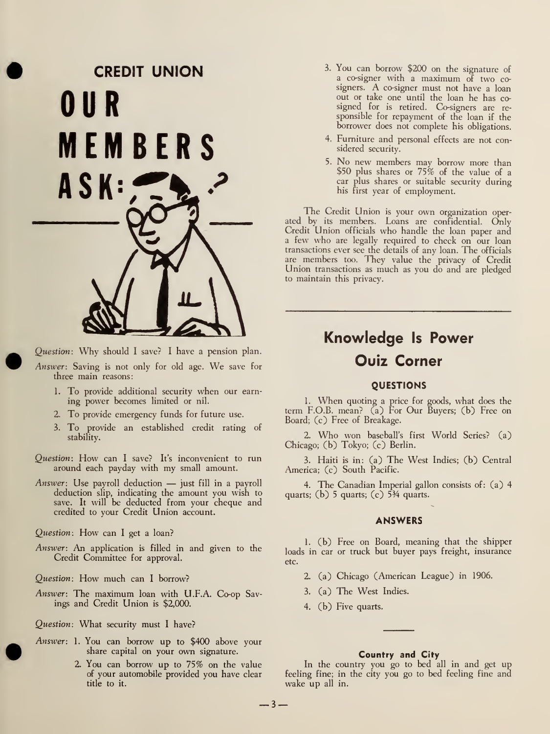## CREDIT UNION

# OUR MEMBERS ASK:

*Question*: Why should I save? I have a pension plan.

*Answer*: Saving is not only for old age. We save for three main reasons:

1. To provide additional security when our earning power becomes limited or nil.
2. To provide emergency funds for future use.
3. To provide an established credit rating of stability.

*Question*: How can I save? It's inconvenient to run around each payday with my small amount.

*Answer*: Use payroll deduction — just fill in a payroll deduction slip, indicating the amount you wish to save. It will be deducted from your cheque and credited to your Credit Union account.

*Question*: How can I get a loan?

*Answer*: An application is filled in and given to the Credit Committee for approval.

*Question*: How much can I borrow?

*Answer*: The maximum loan with U.F.A. Co-op Savings and Credit Union is $2,000.

*Question*: What security must I have?

*Answer*:
1. You can borrow up to $400 above your share capital on your own signature.
2. You can borrow up to 75% on the value of your automobile provided you have clear title to it.
3. You can borrow $200 on the signature of a co-signer with a maximum of two co-signers. A co-signer must not have a loan out or take one until the loan he has co-signed for is retired. Co-signers are responsible for repayment of the loan if the borrower does not complete his obligations.
4. Furniture and personal effects are not considered security.
5. No new members may borrow more than $50 plus shares or 75% of the value of a car plus shares or suitable security during his first year of employment.

The Credit Union is your own organization operated by its members. Loans are confidential. Only Credit Union officials who handle the loan paper and a few who are legally required to check on our loan transactions ever see the details of any loan. The officials are members too. They value the privacy of Credit Union transactions as much as you do and are pledged to maintain this privacy.

## Knowledge Is Power Quiz Corner

### QUESTIONS

1. When quoting a price for goods, what does the term F.O.B. mean? (a) For Our Buyers; (b) Free on Board; (c) Free of Breakage.

2. Who won baseball's first World Series? (a) Chicago; (b) Tokyo; (c) Berlin.

3. Haiti is in: (a) The West Indies; (b) Central America; (c) South Pacific.

4. The Canadian Imperial gallon consists of: (a) 4 quarts; (b) 5 quarts; (c) 5¾ quarts.

### ANSWERS

1. (b) Free on Board, meaning that the shipper loads in car or truck but buyer pays freight, insurance etc.

2. (a) Chicago (American League) in 1906.

3. (a) The West Indies.

4. (b) Five quarts.

**Country and City**

In the country you go to bed all in and get up feeling fine; in the city you go to bed feeling fine and wake up all in.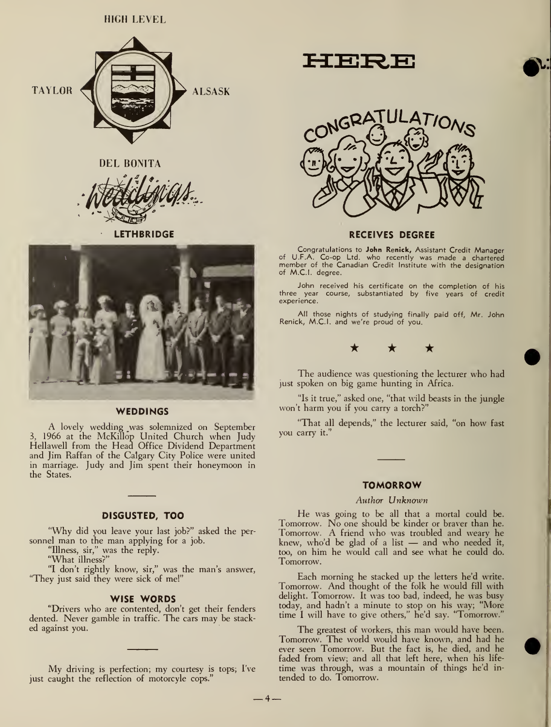HIGH LEVEL

TAYLOR

ALSASK

DEL BONITA

*Weddings*

LETHBRIDGE

### WEDDINGS

A lovely wedding was solemnized on September 3, 1966 at the McKillop United Church when Judy Hellawell from the Head Office Dividend Department and Jim Raffan of the Calgary City Police were united in marriage. Judy and Jim spent their honeymoon in the States.

---

### DISGUSTED, TOO

"Why did you leave your last job?" asked the personnel man to the man applying for a job.

"Illness, sir," was the reply.

"What illness?"

"I don't rightly know, sir," was the man's answer, "They just said they were sick of me!"

### WISE WORDS

"Drivers who are contented, don't get their fenders dented. Never gamble in traffic. The cars may be stacked against you.

---

My driving is perfection; my courtesy is tops; I've just caught the reflection of motorcyle cops."

# HERE

CONGRATULATIONS

### RECEIVES DEGREE

Congratulations to **John Renick,** Assistant Credit Manager of U.F.A. Co-op Ltd. who recently was made a chartered member of the Canadian Credit Institute with the designation of M.C.I. degree.

John received his certificate on the completion of his three year course, substantiated by five years of credit experience.

All those nights of studying finally paid off, Mr. John Renick, M.C.I. and we're proud of you.

★ ★ ★

The audience was questioning the lecturer who had just spoken on big game hunting in Africa.

"Is it true," asked one, "that wild beasts in the jungle won't harm you if you carry a torch?"

"That all depends," the lecturer said, "on how fast you carry it."

---

### TOMORROW

*Author Unknown*

He was going to be all that a mortal could be. Tomorrow. No one should be kinder or braver than he. Tomorrow. A friend who was troubled and weary he knew, who'd be glad of a list — and who needed it, too, on him he would call and see what he could do. Tomorrow.

Each morning he stacked up the letters he'd write. Tomorrow. And thought of the folk he would fill with delight. Tomorrow. It was too bad, indeed, he was busy today, and hadn't a minute to stop on his way; "More time I will have to give others," he'd say. "Tomorrow."

The greatest of workers, this man would have been. Tomorrow. The world would have known, and had he ever seen Tomorrow. But the fact is, he died, and he faded from view; and all that left here, when his lifetime was through, was a mountain of things he'd intended to do. Tomorrow.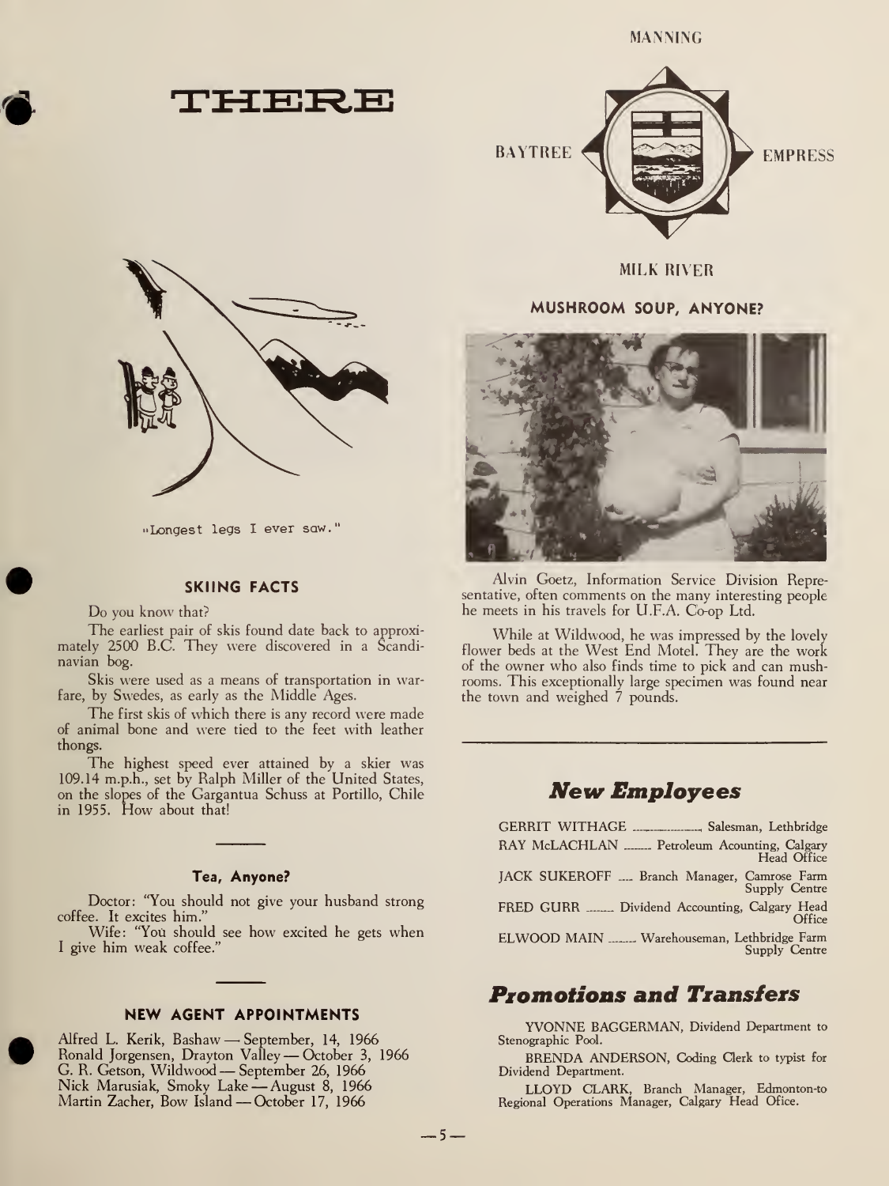# THERE

MANNING

BAYTREE EMPRESS

MILK RIVER

"Longest legs I ever saw."

### SKIING FACTS

Do you know that?

The earliest pair of skis found date back to approximately 2500 B.C. They were discovered in a Scandinavian bog.

Skis were used as a means of transportation in warfare, by Swedes, as early as the Middle Ages.

The first skis of which there is any record were made of animal bone and were tied to the feet with leather thongs.

The highest speed ever attained by a skier was 109.14 m.p.h., set by Ralph Miller of the United States, on the slopes of the Gargantua Schuss at Portillo, Chile in 1955. How about that!

### Tea, Anyone?

Doctor: "You should not give your husband strong coffee. It excites him."

Wife: "You should see how excited he gets when I give him weak coffee."

### NEW AGENT APPOINTMENTS

Alfred L. Kerik, Bashaw — September, 14, 1966
Ronald Jorgensen, Drayton Valley — October 3, 1966
G. R. Getson, Wildwood — September 26, 1966
Nick Marusiak, Smoky Lake — August 8, 1966
Martin Zacher, Bow Island — October 17, 1966

### MUSHROOM SOUP, ANYONE?

Alvin Goetz, Information Service Division Representative, often comments on the many interesting people he meets in his travels for U.F.A. Co-op Ltd.

While at Wildwood, he was impressed by the lovely flower beds at the West End Motel. They are the work of the owner who also finds time to pick and can mushrooms. This exceptionally large specimen was found near the town and weighed 7 pounds.

## *New Employees*

GERRIT WITHAGE ........ Salesman, Lethbridge
RAY McLACHLAN ........ Petroleum Acounting, Calgary Head Office
JACK SUKEROFF ..... Branch Manager, Camrose Farm Supply Centre
FRED GURR ........ Dividend Accounting, Calgary Head Office
ELWOOD MAIN ........ Warehouseman, Lethbridge Farm Supply Centre

## *Promotions and Transfers*

YVONNE BAGGERMAN, Dividend Department to Stenographic Pool.

BRENDA ANDERSON, Coding Clerk to typist for Dividend Department.

LLOYD CLARK, Branch Manager, Edmonton-to Regional Operations Manager, Calgary Head Ofice.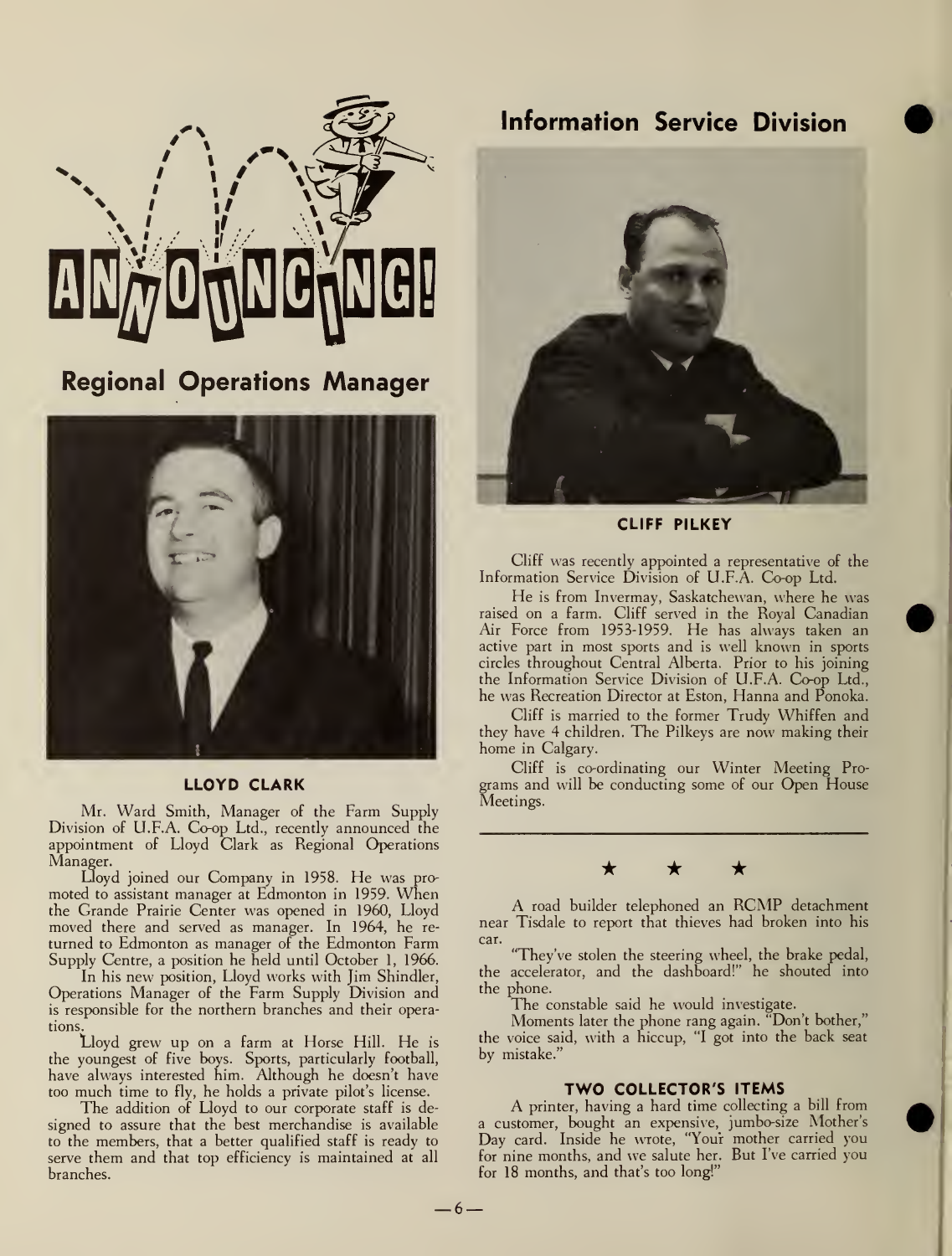# ANNOUNCING!

## Regional Operations Manager

**LLOYD CLARK**

Mr. Ward Smith, Manager of the Farm Supply Division of U.F.A. Co-op Ltd., recently announced the appointment of Lloyd Clark as Regional Operations Manager.

Lloyd joined our Company in 1958. He was promoted to assistant manager at Edmonton in 1959. When the Grande Prairie Center was opened in 1960, Lloyd moved there and served as manager. In 1964, he returned to Edmonton as manager of the Edmonton Farm Supply Centre, a position he held until October 1, 1966.

In his new position, Lloyd works with Jim Shindler, Operations Manager of the Farm Supply Division and is responsible for the northern branches and their operations.

Lloyd grew up on a farm at Horse Hill. He is the youngest of five boys. Sports, particularly football, have always interested him. Although he doesn't have too much time to fly, he holds a private pilot's license.

The addition of Lloyd to our corporate staff is designed to assure that the best merchandise is available to the members, that a better qualified staff is ready to serve them and that top efficiency is maintained at all branches.

## Information Service Division

**CLIFF PILKEY**

Cliff was recently appointed a representative of the Information Service Division of U.F.A. Co-op Ltd.

He is from Invermay, Saskatchewan, where he was raised on a farm. Cliff served in the Royal Canadian Air Force from 1953-1959. He has always taken an active part in most sports and is well known in sports circles throughout Central Alberta. Prior to his joining the Information Service Division of U.F.A. Co-op Ltd., he was Recreation Director at Eston, Hanna and Ponoka.

Cliff is married to the former Trudy Whiffen and they have 4 children. The Pilkeys are now making their home in Calgary.

Cliff is co-ordinating our Winter Meeting Programs and will be conducting some of our Open House Meetings.

---

★ ★ ★

A road builder telephoned an RCMP detachment near Tisdale to report that thieves had broken into his car.

"They've stolen the steering wheel, the brake pedal, the accelerator, and the dashboard!" he shouted into the phone.

The constable said he would investigate.

Moments later the phone rang again. "Don't bother," the voice said, with a hiccup, "I got into the back seat by mistake."

### TWO COLLECTOR'S ITEMS

A printer, having a hard time collecting a bill from a customer, bought an expensive, jumbo-size Mother's Day card. Inside he wrote, "Your mother carried you for nine months, and we salute her. But I've carried you for 18 months, and that's too long!"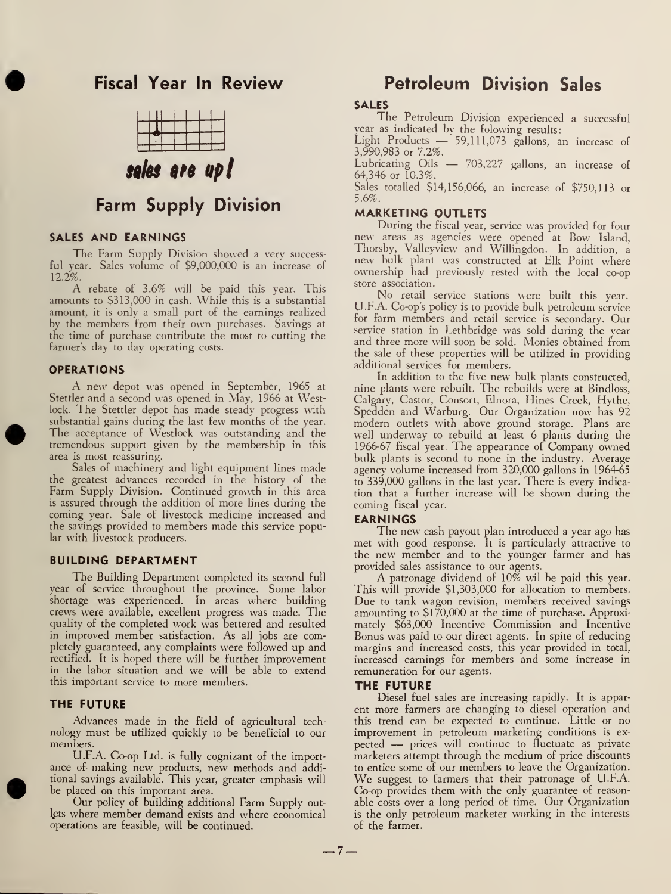## Fiscal Year In Review

*sales are up!*

## Farm Supply Division

### SALES AND EARNINGS

The Farm Supply Division showed a very successful year. Sales volume of $9,000,000 is an increase of 12.2%.

A rebate of 3.6% will be paid this year. This amounts to $313,000 in cash. While this is a substantial amount, it is only a small part of the earnings realized by the members from their own purchases. Savings at the time of purchase contribute the most to cutting the farmer's day to day operating costs.

### OPERATIONS

A new depot was opened in September, 1965 at Stettler and a second was opened in May, 1966 at Westlock. The Stettler depot has made steady progress with substantial gains during the last few months of the year. The acceptance of Westlock was outstanding and the tremendous support given by the membership in this area is most reassuring.

Sales of machinery and light equipment lines made the greatest advances recorded in the history of the Farm Supply Division. Continued growth in this area is assured through the addition of more lines during the coming year. Sale of livestock medicine increased and the savings provided to members made this service popular with livestock producers.

### BUILDING DEPARTMENT

The Building Department completed its second full year of service throughout the province. Some labor shortage was experienced. In areas where building crews were available, excellent progress was made. The quality of the completed work was bettered and resulted in improved member satisfaction. As all jobs are completely guaranteed, any complaints were followed up and rectified. It is hoped there will be further improvement in the labor situation and we will be able to extend this important service to more members.

### THE FUTURE

Advances made in the field of agricultural technology must be utilized quickly to be beneficial to our members.

U.F.A. Co-op Ltd. is fully cognizant of the importance of making new products, new methods and additional savings available. This year, greater emphasis will be placed on this important area.

Our policy of building additional Farm Supply outlets where member demand exists and where economical operations are feasible, will be continued.

## Petroleum Division Sales

### SALES

The Petroleum Division experienced a successful year as indicated by the folowing results:

Light Products — 59,111,073 gallons, an increase of 3,990,983 or 7.2%.

Lubricating Oils — 703,227 gallons, an increase of 64,346 or 10.3%.

Sales totalled $14,156,066, an increase of $750,113 or 5.6%.

### MARKETING OUTLETS

During the fiscal year, service was provided for four new areas as agencies were opened at Bow Island, Thorsby, Valleyview and Willingdon. In addition, a new bulk plant was constructed at Elk Point where ownership had previously rested with the local co-op store association.

No retail service stations were built this year. U.F.A. Co-op's policy is to provide bulk petroleum service for farm members and retail service is secondary. Our service station in Lethbridge was sold during the year and three more will soon be sold. Monies obtained from the sale of these properties will be utilized in providing additional services for members.

In addition to the five new bulk plants constructed, nine plants were rebuilt. The rebuilds were at Bindloss, Calgary, Castor, Consort, Elnora, Hines Creek, Hythe, Spedden and Warburg. Our Organization now has 92 modern outlets with above ground storage. Plans are well underway to rebuild at least 6 plants during the 1966-67 fiscal year. The appearance of Company owned bulk plants is second to none in the industry. Average agency volume increased from 320,000 gallons in 1964-65 to 339,000 gallons in the last year. There is every indication that a further increase will be shown during the coming fiscal year.

### EARNINGS

The new cash payout plan introduced a year ago has met with good response. It is particularly attractive to the new member and to the younger farmer and has provided sales assistance to our agents.

A patronage dividend of 10% wil be paid this year. This will provide $1,303,000 for allocation to members. Due to tank wagon revision, members received savings amounting to $170,000 at the time of purchase. Approximately $63,000 Incentive Commission and Incentive Bonus was paid to our direct agents. In spite of reducing margins and increased costs, this year provided in total, increased earnings for members and some increase in remuneration for our agents.

### THE FUTURE

Diesel fuel sales are increasing rapidly. It is apparent more farmers are changing to diesel operation and this trend can be expected to continue. Little or no improvement in petroleum marketing conditions is expected — prices will continue to fluctuate as private marketers attempt through the medium of price discounts to entice some of our members to leave the Organization. We suggest to farmers that their patronage of U.F.A. Co-op provides them with the only guarantee of reasonable costs over a long period of time. Our Organization is the only petroleum marketer working in the interests of the farmer.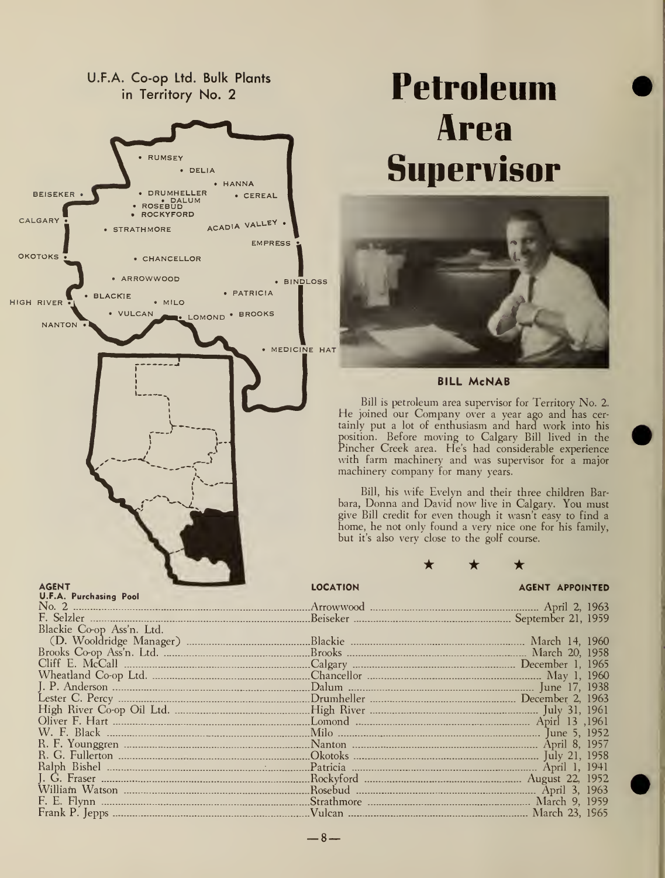U.F.A. Co-op Ltd. Bulk Plants in Territory No. 2

RUMSEY · DELIA · HANNA · BEISEKER · DRUMHELLER · DALUM · CEREAL · ROSEBUD · ROCKYFORD · CALGARY · STRATHMORE · ACADIA VALLEY · EMPRESS · OKOTOKS · CHANCELLOR · ARROWWOOD · BINDLOSS · PATRICIA · BLACKIE · HIGH RIVER · MILO · VULCAN · LOMOND · BROOKS · NANTON · MEDICINE HAT

# Petroleum Area Supervisor

**BILL McNAB**

Bill is petroleum area supervisor for Territory No. 2. He joined our Company over a year ago and has certainly put a lot of enthusiasm and hard work into his position. Before moving to Calgary Bill lived in the Pincher Creek area. He's had considerable experience with farm machinery and was supervisor for a major machinery company for many years.

Bill, his wife Evelyn and their three children Barbara, Donna and David now live in Calgary. You must give Bill credit for even though it wasn't easy to find a home, he not only found a very nice one for his family, but it's also very close to the golf course.

★ ★ ★

| AGENT | LOCATION | AGENT APPOINTED |
|---|---|---|
| U.F.A. Purchasing Pool No. 2 | Arrowwood | April 2, 1963 |
| F. Selzler | Beiseker | September 21, 1959 |
| Blackie Co-op Ass'n. Ltd. (D. Wooldridge Manager) | Blackie | March 14, 1960 |
| Brooks Co-op Ass'n. Ltd. | Brooks | March 20, 1958 |
| Cliff E. McCall | Calgary | December 1, 1965 |
| Wheatland Co-op Ltd. | Chancellor | May 1, 1960 |
| J. P. Anderson | Dalum | June 17, 1938 |
| Lester C. Percy | Drumheller | December 2, 1963 |
| High River Co-op Oil Ltd. | High River | July 31, 1961 |
| Oliver F. Hart | Lomond | April 13 ,1961 |
| W. F. Black | Milo | June 5, 1952 |
| R. F. Younggren | Nanton | April 8, 1957 |
| R. G. Fullerton | Okotoks | July 21, 1958 |
| Ralph Bishel | Patricia | April 1, 1941 |
| J. G. Fraser | Rockyford | August 22, 1952 |
| William Watson | Rosebud | April 3, 1963 |
| F. E. Flynn | Strathmore | March 9, 1959 |
| Frank P. Jepps | Vulcan | March 23, 1965 |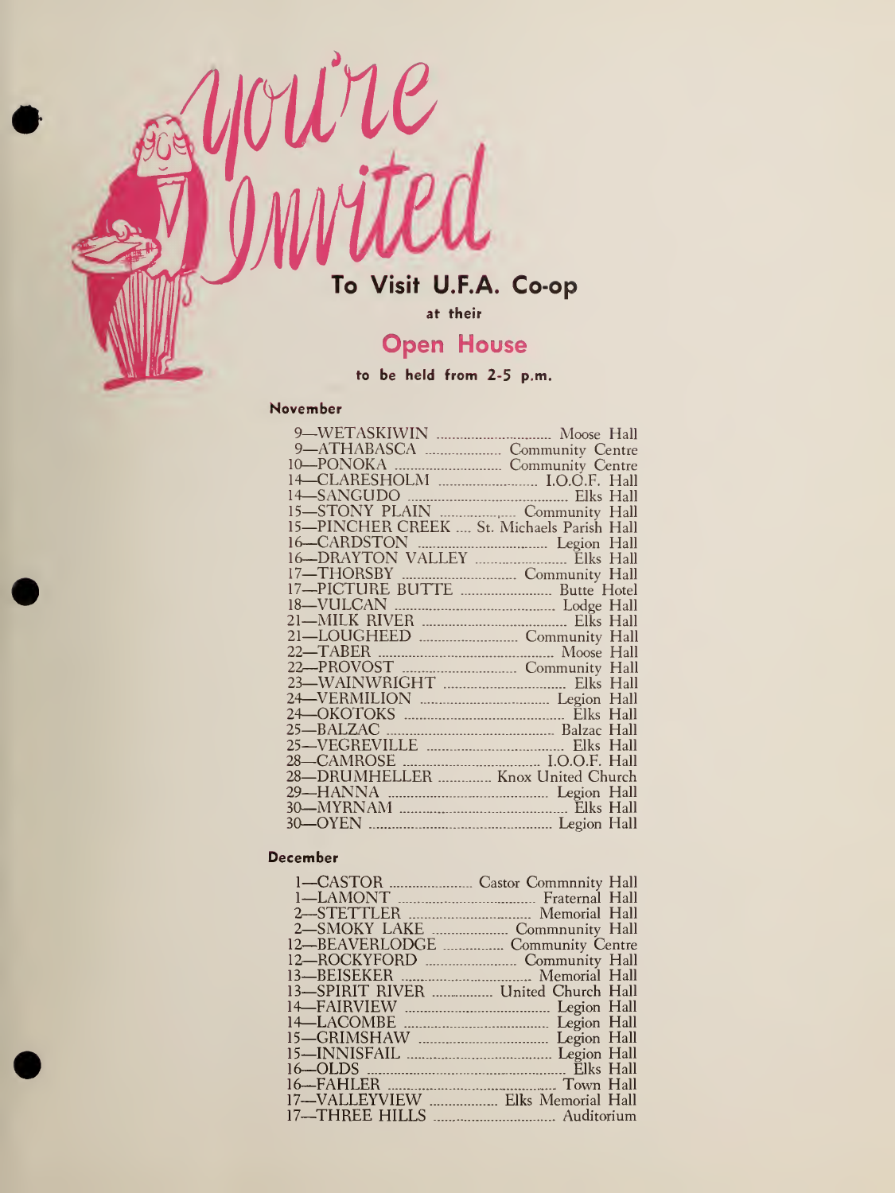# You're Invited

## To Visit U.F.A. Co-op

at their

## Open House

**to be held from 2-5 p.m.**

### November

| | |
|---|---|
| 9—WETASKIWIN | Moose Hall |
| 9—ATHABASCA | Community Centre |
| 10—PONOKA | Community Centre |
| 14—CLARESHOLM | I.O.O.F. Hall |
| 14—SANGUDO | Elks Hall |
| 15—STONY PLAIN | Community Hall |
| 15—PINCHER CREEK | St. Michaels Parish Hall |
| 16—CARDSTON | Legion Hall |
| 16—DRAYTON VALLEY | Elks Hall |
| 17—THORSBY | Community Hall |
| 17—PICTURE BUTTE | Butte Hotel |
| 18—VULCAN | Lodge Hall |
| 21—MILK RIVER | Elks Hall |
| 21—LOUGHEED | Community Hall |
| 22—TABER | Moose Hall |
| 22—PROVOST | Community Hall |
| 23—WAINWRIGHT | Elks Hall |
| 24—VERMILION | Legion Hall |
| 24—OKOTOKS | Elks Hall |
| 25—BALZAC | Balzac Hall |
| 25—VEGREVILLE | Elks Hall |
| 28—CAMROSE | I.O.O.F. Hall |
| 28—DRUMHELLER | Knox United Church |
| 29—HANNA | Legion Hall |
| 30—MYRNAM | Elks Hall |
| 30—OYEN | Legion Hall |

### December

| | |
|---|---|
| 1—CASTOR | Castor Commnnity Hall |
| 1—LAMONT | Fraternal Hall |
| 2—STETTLER | Memorial Hall |
| 2—SMOKY LAKE | Commnunity Hall |
| 12—BEAVERLODGE | Community Centre |
| 12—ROCKYFORD | Community Hall |
| 13—BEISEKER | Memorial Hall |
| 13—SPIRIT RIVER | United Church Hall |
| 14—FAIRVIEW | Legion Hall |
| 14—LACOMBE | Legion Hall |
| 15—GRIMSHAW | Legion Hall |
| 15—INNISFAIL | Legion Hall |
| 16—OLDS | Elks Hall |
| 16—FAHLER | Town Hall |
| 17—VALLEYVIEW | Elks Memorial Hall |
| 17—THREE HILLS | Auditorium |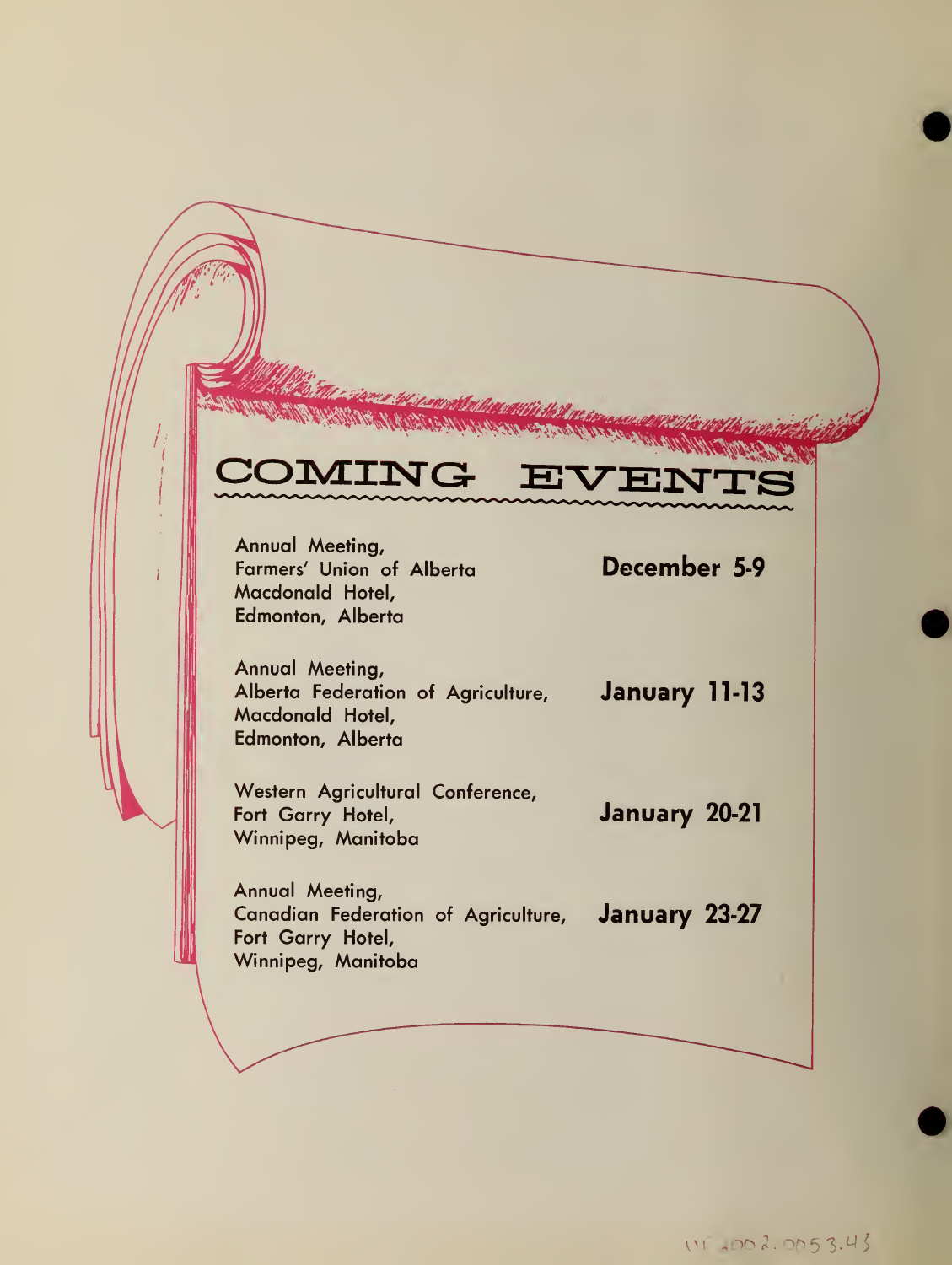# COMING EVENTS

Annual Meeting,
Farmers' Union of Alberta
Macdonald Hotel,
Edmonton, Alberta

**December 5-9**

Annual Meeting,
Alberta Federation of Agriculture,
Macdonald Hotel,
Edmonton, Alberta

**January 11-13**

Western Agricultural Conference,
Fort Garry Hotel,
Winnipeg, Manitoba

**January 20-21**

Annual Meeting,
Canadian Federation of Agriculture,
Fort Garry Hotel,
Winnipeg, Manitoba

**January 23-27**